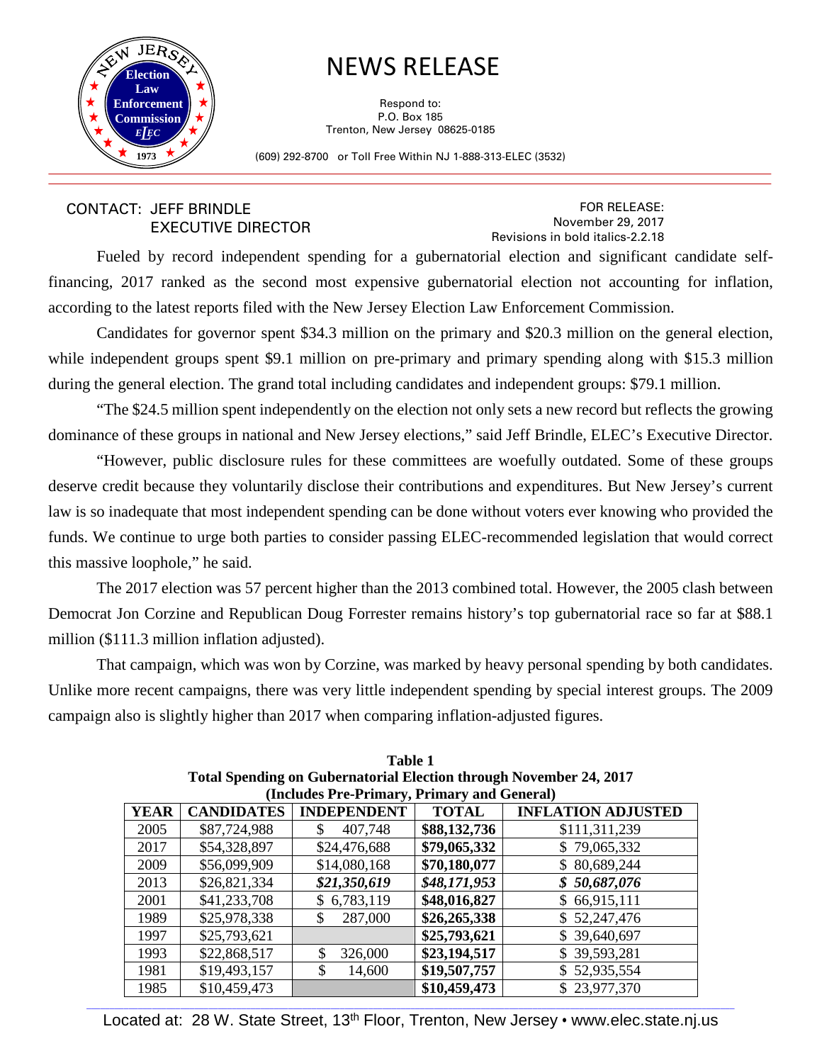# NEWS RELEASE

Respond to:
P.O. Box 185
Trenton, New Jersey 08625-0185

(609) 292-8700 or Toll Free Within NJ 1-888-313-ELEC (3532)

CONTACT: JEFF BRINDLE
EXECUTIVE DIRECTOR

FOR RELEASE:
November 29, 2017
Revisions in bold italics-2.2.18

Fueled by record independent spending for a gubernatorial election and significant candidate self-financing, 2017 ranked as the second most expensive gubernatorial election not accounting for inflation, according to the latest reports filed with the New Jersey Election Law Enforcement Commission.

Candidates for governor spent $34.3 million on the primary and $20.3 million on the general election, while independent groups spent $9.1 million on pre-primary and primary spending along with $15.3 million during the general election. The grand total including candidates and independent groups: $79.1 million.

"The $24.5 million spent independently on the election not only sets a new record but reflects the growing dominance of these groups in national and New Jersey elections," said Jeff Brindle, ELEC's Executive Director.

"However, public disclosure rules for these committees are woefully outdated. Some of these groups deserve credit because they voluntarily disclose their contributions and expenditures. But New Jersey's current law is so inadequate that most independent spending can be done without voters ever knowing who provided the funds. We continue to urge both parties to consider passing ELEC-recommended legislation that would correct this massive loophole," he said.

The 2017 election was 57 percent higher than the 2013 combined total. However, the 2005 clash between Democrat Jon Corzine and Republican Doug Forrester remains history's top gubernatorial race so far at $88.1 million ($111.3 million inflation adjusted).

That campaign, which was won by Corzine, was marked by heavy personal spending by both candidates. Unlike more recent campaigns, there was very little independent spending by special interest groups. The 2009 campaign also is slightly higher than 2017 when comparing inflation-adjusted figures.

**Table 1**
**Total Spending on Gubernatorial Election through November 24, 2017**
**(Includes Pre-Primary, Primary and General)**

| YEAR | CANDIDATES | INDEPENDENT | TOTAL | INFLATION ADJUSTED |
|---|---|---|---|---|
| 2005 | $87,724,988 | $ 407,748 | **$88,132,736** | $111,311,239 |
| 2017 | $54,328,897 | $24,476,688 | **$79,065,332** | $ 79,065,332 |
| 2009 | $56,099,909 | $14,080,168 | **$70,180,077** | $ 80,689,244 |
| 2013 | $26,821,334 | ***$21,350,619*** | ***$48,171,953*** | ***$ 50,687,076*** |
| 2001 | $41,233,708 | $ 6,783,119 | **$48,016,827** | $ 66,915,111 |
| 1989 | $25,978,338 | $ 287,000 | **$26,265,338** | $ 52,247,476 |
| 1997 | $25,793,621 | | **$25,793,621** | $ 39,640,697 |
| 1993 | $22,868,517 | $ 326,000 | **$23,194,517** | $ 39,593,281 |
| 1981 | $19,493,157 | $ 14,600 | **$19,507,757** | $ 52,935,554 |
| 1985 | $10,459,473 | | **$10,459,473** | $ 23,977,370 |

Located at: 28 W. State Street, 13th Floor, Trenton, New Jersey • www.elec.state.nj.us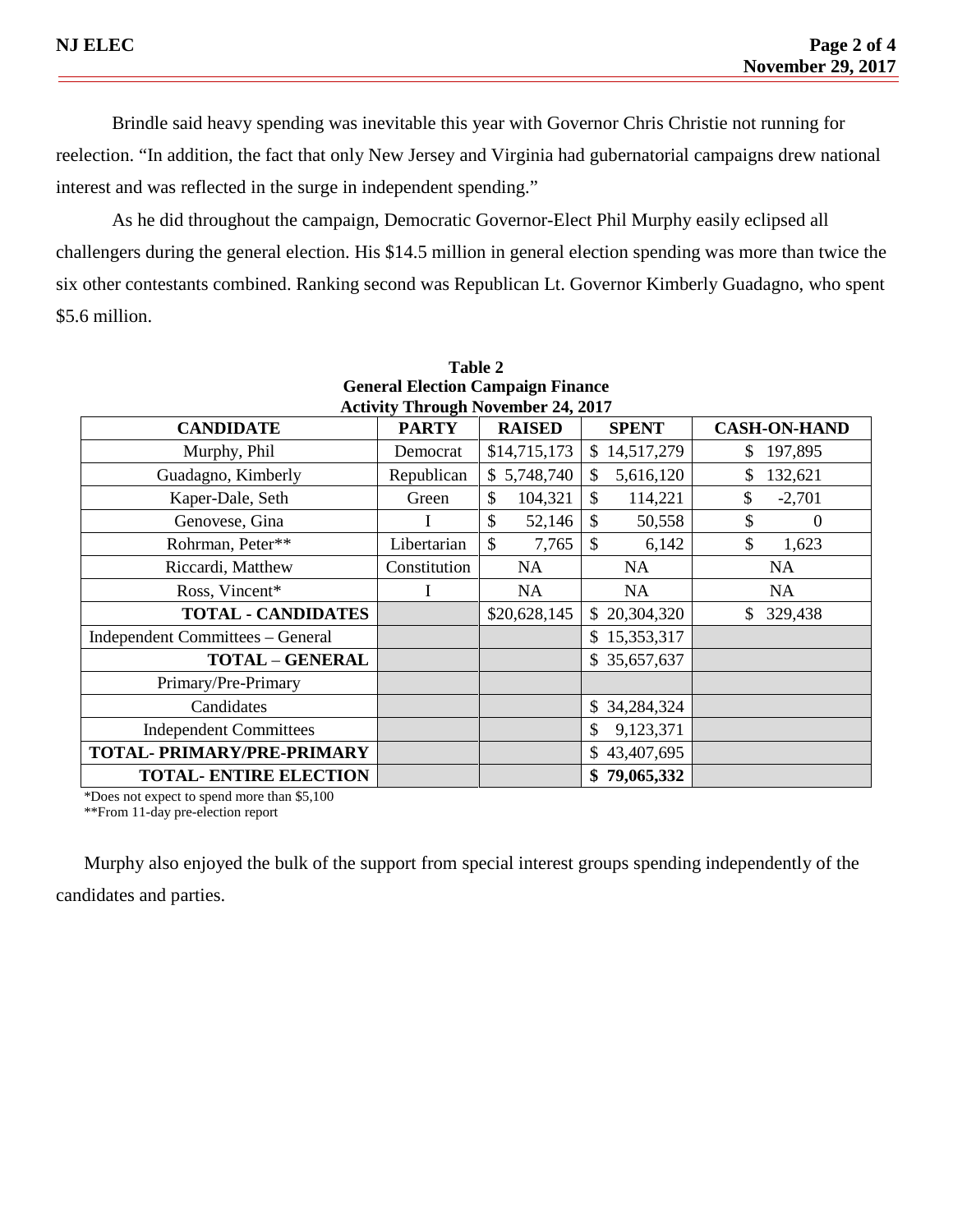Brindle said heavy spending was inevitable this year with Governor Chris Christie not running for reelection. "In addition, the fact that only New Jersey and Virginia had gubernatorial campaigns drew national interest and was reflected in the surge in independent spending."

As he did throughout the campaign, Democratic Governor-Elect Phil Murphy easily eclipsed all challengers during the general election. His $14.5 million in general election spending was more than twice the six other contestants combined. Ranking second was Republican Lt. Governor Kimberly Guadagno, who spent $5.6 million.

**Table 2**
**General Election Campaign Finance**
**Activity Through November 24, 2017**

| CANDIDATE | PARTY | RAISED | SPENT | CASH-ON-HAND |
|---|---|---|---|---|
| Murphy, Phil | Democrat | $14,715,173 | $ 14,517,279 | $ 197,895 |
| Guadagno, Kimberly | Republican | $ 5,748,740 | $ 5,616,120 | $ 132,621 |
| Kaper-Dale, Seth | Green | $ 104,321 | $ 114,221 | $ -2,701 |
| Genovese, Gina | I | $ 52,146 | $ 50,558 | $ 0 |
| Rohrman, Peter** | Libertarian | $ 7,765 | $ 6,142 | $ 1,623 |
| Riccardi, Matthew | Constitution | NA | NA | NA |
| Ross, Vincent* | I | NA | NA | NA |
| **TOTAL - CANDIDATES** | | $20,628,145 | $ 20,304,320 | $ 329,438 |
| Independent Committees – General | | | $ 15,353,317 | |
| **TOTAL – GENERAL** | | | $ 35,657,637 | |
| Primary/Pre-Primary | | | | |
| Candidates | | | $ 34,284,324 | |
| Independent Committees | | | $ 9,123,371 | |
| **TOTAL- PRIMARY/PRE-PRIMARY** | | | $ 43,407,695 | |
| **TOTAL- ENTIRE ELECTION** | | | **$ 79,065,332** | |

*Does not expect to spend more than $5,100
**From 11-day pre-election report

Murphy also enjoyed the bulk of the support from special interest groups spending independently of the candidates and parties.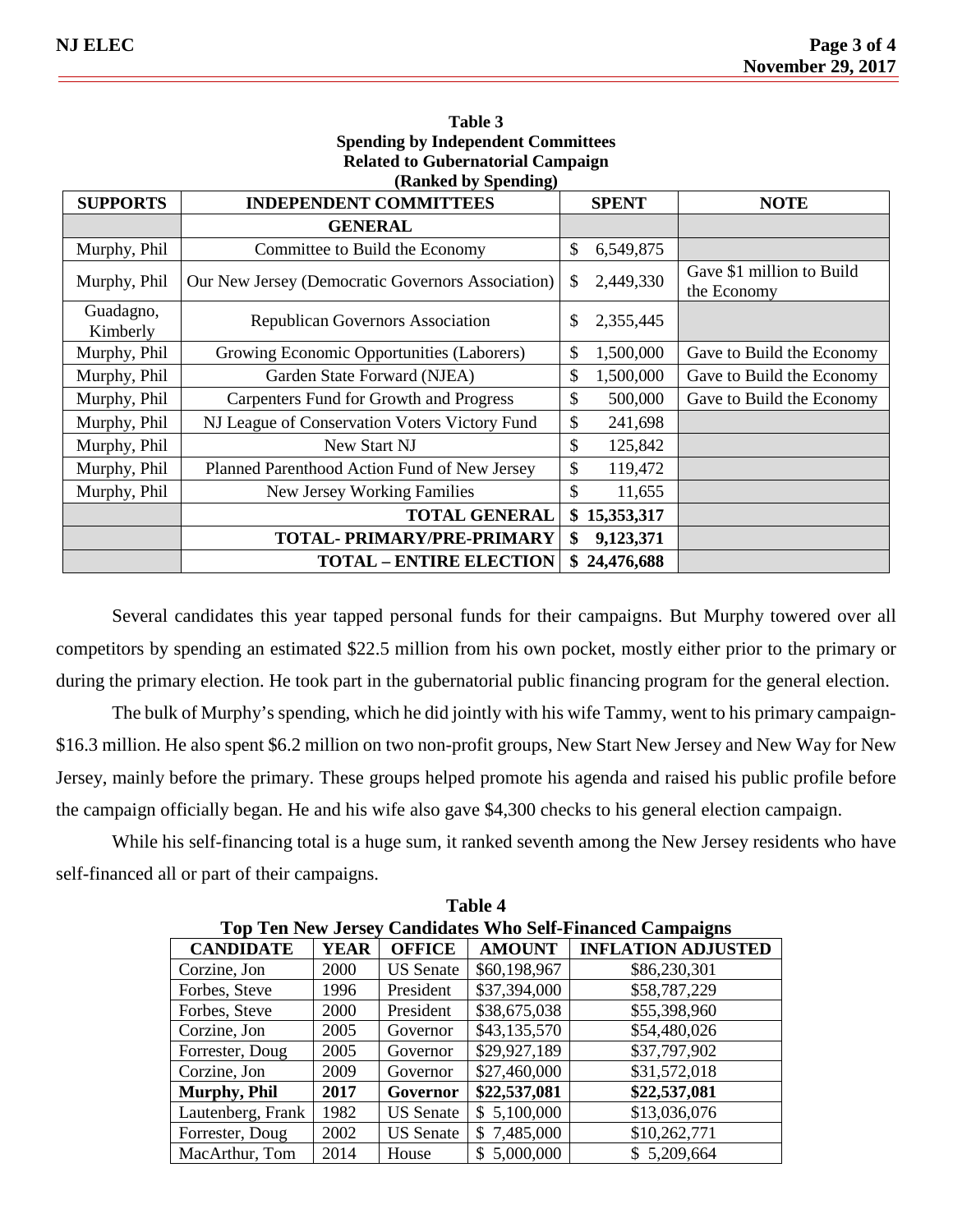**Table 3**
**Spending by Independent Committees**
**Related to Gubernatorial Campaign**
**(Ranked by Spending)**

| SUPPORTS | INDEPENDENT COMMITTEES | SPENT | NOTE |
|---|---|---|---|
| | **GENERAL** | | |
| Murphy, Phil | Committee to Build the Economy | $ 6,549,875 | |
| Murphy, Phil | Our New Jersey (Democratic Governors Association) | $ 2,449,330 | Gave $1 million to Build the Economy |
| Guadagno, Kimberly | Republican Governors Association | $ 2,355,445 | |
| Murphy, Phil | Growing Economic Opportunities (Laborers) | $ 1,500,000 | Gave to Build the Economy |
| Murphy, Phil | Garden State Forward (NJEA) | $ 1,500,000 | Gave to Build the Economy |
| Murphy, Phil | Carpenters Fund for Growth and Progress | $ 500,000 | Gave to Build the Economy |
| Murphy, Phil | NJ League of Conservation Voters Victory Fund | $ 241,698 | |
| Murphy, Phil | New Start NJ | $ 125,842 | |
| Murphy, Phil | Planned Parenthood Action Fund of New Jersey | $ 119,472 | |
| Murphy, Phil | New Jersey Working Families | $ 11,655 | |
| | **TOTAL GENERAL** | **$ 15,353,317** | |
| | **TOTAL- PRIMARY/PRE-PRIMARY** | **$ 9,123,371** | |
| | **TOTAL – ENTIRE ELECTION** | **$ 24,476,688** | |

Several candidates this year tapped personal funds for their campaigns. But Murphy towered over all competitors by spending an estimated $22.5 million from his own pocket, mostly either prior to the primary or during the primary election. He took part in the gubernatorial public financing program for the general election.

The bulk of Murphy's spending, which he did jointly with his wife Tammy, went to his primary campaign- $16.3 million. He also spent $6.2 million on two non-profit groups, New Start New Jersey and New Way for New Jersey, mainly before the primary. These groups helped promote his agenda and raised his public profile before the campaign officially began. He and his wife also gave $4,300 checks to his general election campaign.

While his self-financing total is a huge sum, it ranked seventh among the New Jersey residents who have self-financed all or part of their campaigns.

**Table 4**
**Top Ten New Jersey Candidates Who Self-Financed Campaigns**

| CANDIDATE | YEAR | OFFICE | AMOUNT | INFLATION ADJUSTED |
|---|---|---|---|---|
| Corzine, Jon | 2000 | US Senate | $60,198,967 | $86,230,301 |
| Forbes, Steve | 1996 | President | $37,394,000 | $58,787,229 |
| Forbes, Steve | 2000 | President | $38,675,038 | $55,398,960 |
| Corzine, Jon | 2005 | Governor | $43,135,570 | $54,480,026 |
| Forrester, Doug | 2005 | Governor | $29,927,189 | $37,797,902 |
| Corzine, Jon | 2009 | Governor | $27,460,000 | $31,572,018 |
| **Murphy, Phil** | **2017** | **Governor** | **$22,537,081** | **$22,537,081** |
| Lautenberg, Frank | 1982 | US Senate | $ 5,100,000 | $13,036,076 |
| Forrester, Doug | 2002 | US Senate | $ 7,485,000 | $10,262,771 |
| MacArthur, Tom | 2014 | House | $ 5,000,000 | $ 5,209,664 |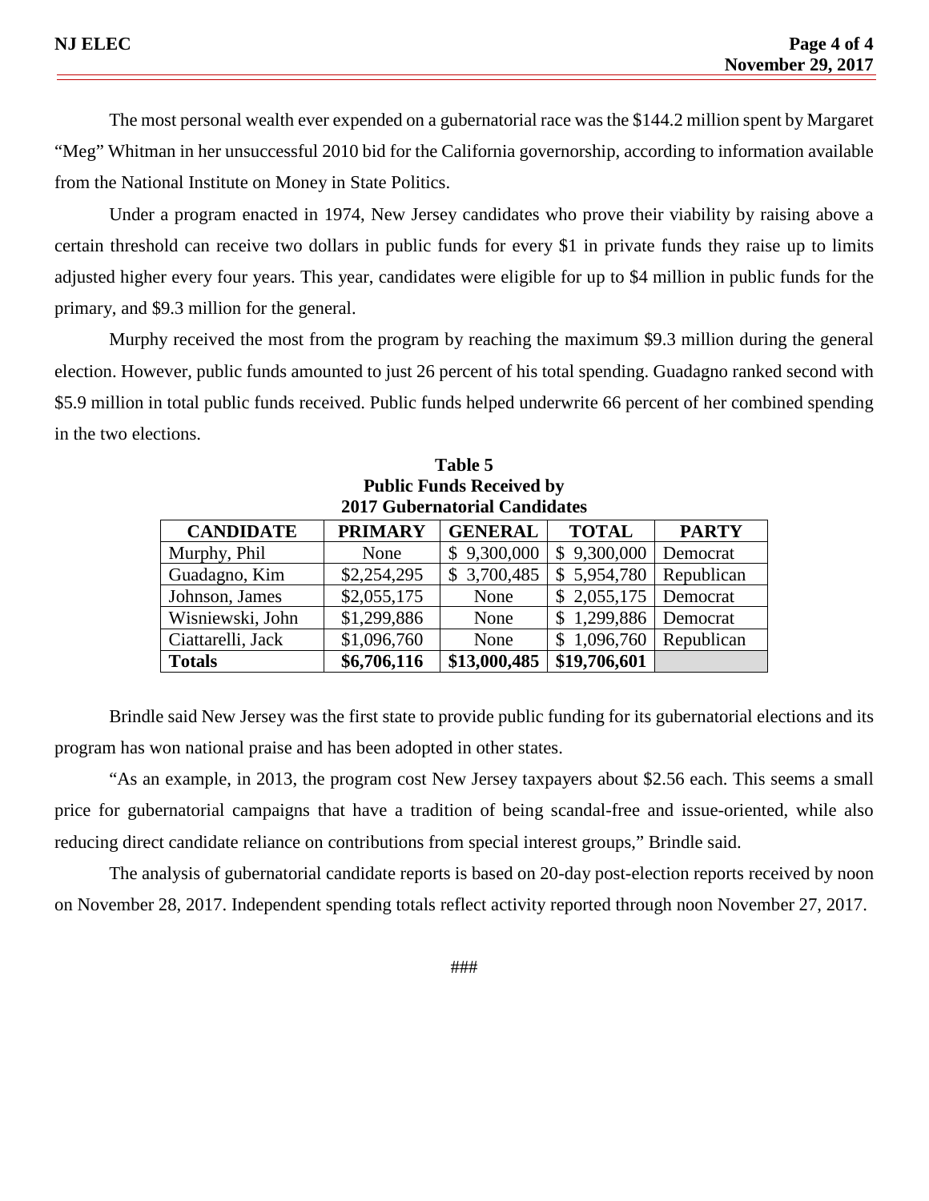The most personal wealth ever expended on a gubernatorial race was the $144.2 million spent by Margaret "Meg" Whitman in her unsuccessful 2010 bid for the California governorship, according to information available from the National Institute on Money in State Politics.

Under a program enacted in 1974, New Jersey candidates who prove their viability by raising above a certain threshold can receive two dollars in public funds for every $1 in private funds they raise up to limits adjusted higher every four years. This year, candidates were eligible for up to $4 million in public funds for the primary, and $9.3 million for the general.

Murphy received the most from the program by reaching the maximum $9.3 million during the general election. However, public funds amounted to just 26 percent of his total spending. Guadagno ranked second with $5.9 million in total public funds received. Public funds helped underwrite 66 percent of her combined spending in the two elections.

**Table 5**
**Public Funds Received by**
**2017 Gubernatorial Candidates**

| CANDIDATE | PRIMARY | GENERAL | TOTAL | PARTY |
|---|---|---|---|---|
| Murphy, Phil | None | $ 9,300,000 | $ 9,300,000 | Democrat |
| Guadagno, Kim | $2,254,295 | $ 3,700,485 | $ 5,954,780 | Republican |
| Johnson, James | $2,055,175 | None | $ 2,055,175 | Democrat |
| Wisniewski, John | $1,299,886 | None | $ 1,299,886 | Democrat |
| Ciattarelli, Jack | $1,096,760 | None | $ 1,096,760 | Republican |
| **Totals** | **$6,706,116** | **$13,000,485** | **$19,706,601** | |

Brindle said New Jersey was the first state to provide public funding for its gubernatorial elections and its program has won national praise and has been adopted in other states.

"As an example, in 2013, the program cost New Jersey taxpayers about $2.56 each. This seems a small price for gubernatorial campaigns that have a tradition of being scandal-free and issue-oriented, while also reducing direct candidate reliance on contributions from special interest groups," Brindle said.

The analysis of gubernatorial candidate reports is based on 20-day post-election reports received by noon on November 28, 2017. Independent spending totals reflect activity reported through noon November 27, 2017.

###